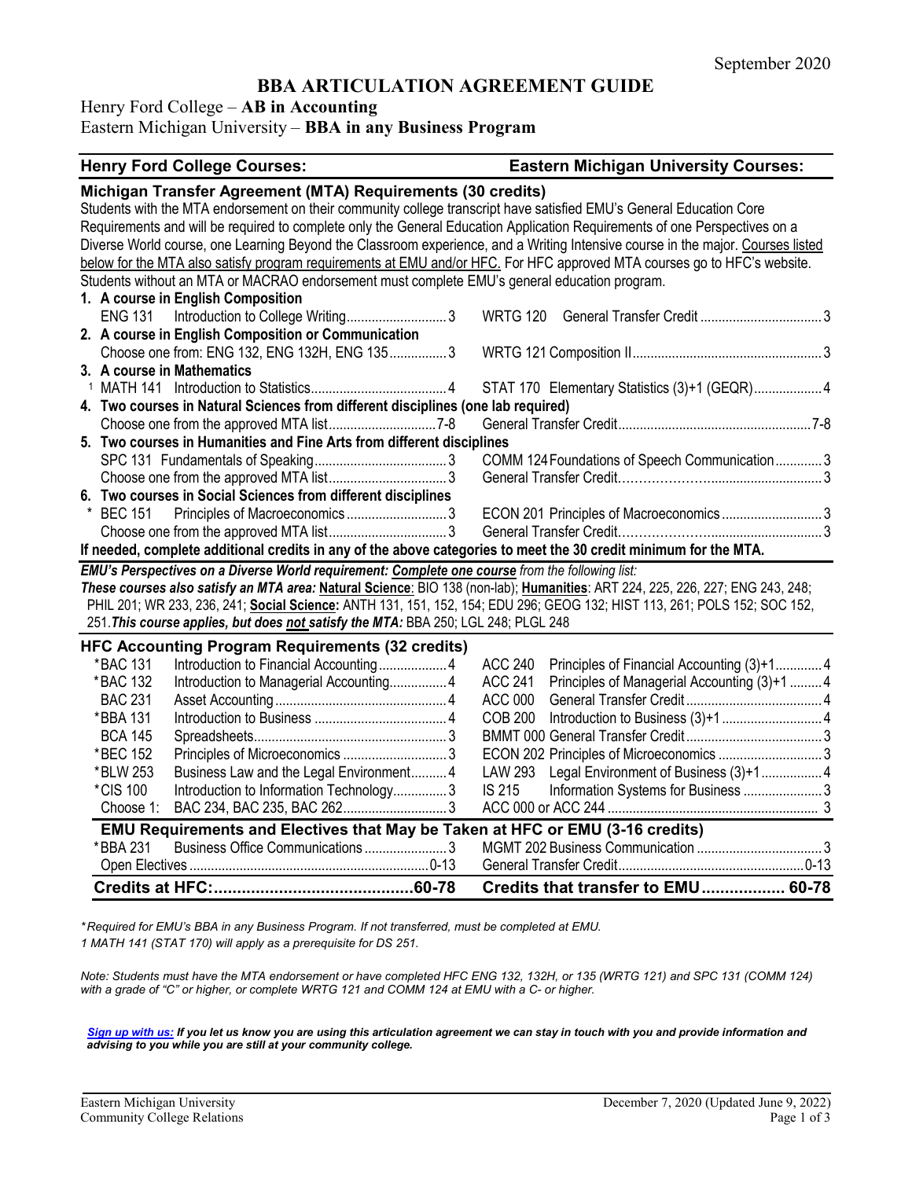September 2020

# BBA ARTICULATION AGREEMENT GUIDE

Henry Ford College – **AB in Accounting**
Eastern Michigan University – **BBA in any Business Program**

| **Henry Ford College Courses:** | **Eastern Michigan University Courses:** |
|---|---|

## Michigan Transfer Agreement (MTA) Requirements (30 credits)

Students with the MTA endorsement on their community college transcript have satisfied EMU's General Education Core Requirements and will be required to complete only the General Education Application Requirements of one Perspectives on a Diverse World course, one Learning Beyond the Classroom experience, and a Writing Intensive course in the major. Courses listed below for the MTA also satisfy program requirements at EMU and/or HFC. For HFC approved MTA courses go to HFC's website. Students without an MTA or MACRAO endorsement must complete EMU's general education program.

| Henry Ford College Courses | Credits | Eastern Michigan University Courses | Credits |
|---|---|---|---|
| **1. A course in English Composition** | | | |
| ENG 131 Introduction to College Writing | 3 | WRTG 120 General Transfer Credit | 3 |
| **2. A course in English Composition or Communication** | | | |
| Choose one from: ENG 132, ENG 132H, ENG 135 | 3 | WRTG 121 Composition II | 3 |
| **3. A course in Mathematics** | | | |
| [1] MATH 141 Introduction to Statistics | 4 | STAT 170 Elementary Statistics (3)+1 (GEQR) | 4 |
| **4. Two courses in Natural Sciences from different disciplines (one lab required)** | | | |
| Choose one from the approved MTA list | 7-8 | General Transfer Credit | 7-8 |
| **5. Two courses in Humanities and Fine Arts from different disciplines** | | | |
| SPC 131 Fundamentals of Speaking | 3 | COMM 124 Foundations of Speech Communication | 3 |
| Choose one from the approved MTA list | 3 | General Transfer Credit | 3 |
| **6. Two courses in Social Sciences from different disciplines** | | | |
| * BEC 151 Principles of Macroeconomics | 3 | ECON 201 Principles of Macroeconomics | 3 |
| Choose one from the approved MTA list | 3 | General Transfer Credit | 3 |

**If needed, complete additional credits in any of the above categories to meet the 30 credit minimum for the MTA.**

***EMU's Perspectives on a Diverse World requirement: Complete one course** from the following list:*
***These courses also satisfy an MTA area:*** **Natural Science**: BIO 138 (non-lab); **Humanities**: ART 224, 225, 226, 227; ENG 243, 248; PHIL 201; WR 233, 236, 241; **Social Science:** ANTH 131, 151, 152, 154; EDU 296; GEOG 132; HIST 113, 261; POLS 152; SOC 152, 251. ***This course applies, but does not satisfy the MTA:*** BBA 250; LGL 248; PLGL 248

## HFC Accounting Program Requirements (32 credits)

| Henry Ford College Courses | | Credits | Eastern Michigan University Courses | | Credits |
|---|---|---|---|---|---|
| *BAC 131 | Introduction to Financial Accounting | 4 | ACC 240 | Principles of Financial Accounting (3)+1 | 4 |
| *BAC 132 | Introduction to Managerial Accounting | 4 | ACC 241 | Principles of Managerial Accounting (3)+1 | 4 |
| BAC 231 | Asset Accounting | 4 | ACC 000 | General Transfer Credit | 4 |
| *BBA 131 | Introduction to Business | 4 | COB 200 | Introduction to Business (3)+1 | 4 |
| BCA 145 | Spreadsheets | 3 | BMMT 000 | General Transfer Credit | 3 |
| *BEC 152 | Principles of Microeconomics | 3 | ECON 202 | Principles of Microeconomics | 3 |
| *BLW 253 | Business Law and the Legal Environment | 4 | LAW 293 | Legal Environment of Business (3)+1 | 4 |
| *CIS 100 | Introduction to Information Technology | 3 | IS 215 | Information Systems for Business | 3 |
| Choose 1: | BAC 234, BAC 235, BAC 262 | 3 | ACC 000 or ACC 244 | | 3 |

## EMU Requirements and Electives that May be Taken at HFC or EMU (3-16 credits)

| Henry Ford College Courses | | Credits | Eastern Michigan University Courses | | Credits |
|---|---|---|---|---|---|
| *BBA 231 | Business Office Communications | 3 | MGMT 202 | Business Communication | 3 |
| Open Electives | | 0-13 | General Transfer Credit | | 0-13 |
| **Credits at HFC:** | | **60-78** | **Credits that transfer to EMU** | | **60-78** |

*\*Required for EMU's BBA in any Business Program. If not transferred, must be completed at EMU.*
*1 MATH 141 (STAT 170) will apply as a prerequisite for DS 251.*

*Note: Students must have the MTA endorsement or have completed HFC ENG 132, 132H, or 135 (WRTG 121) and SPC 131 (COMM 124) with a grade of "C" or higher, or complete WRTG 121 and COMM 124 at EMU with a C- or higher.*

***Sign up with us:** If you let us know you are using this articulation agreement we can stay in touch with you and provide information and advising to you while you are still at your community college.*

Eastern Michigan University
Community College Relations

December 7, 2020 (Updated June 9, 2022)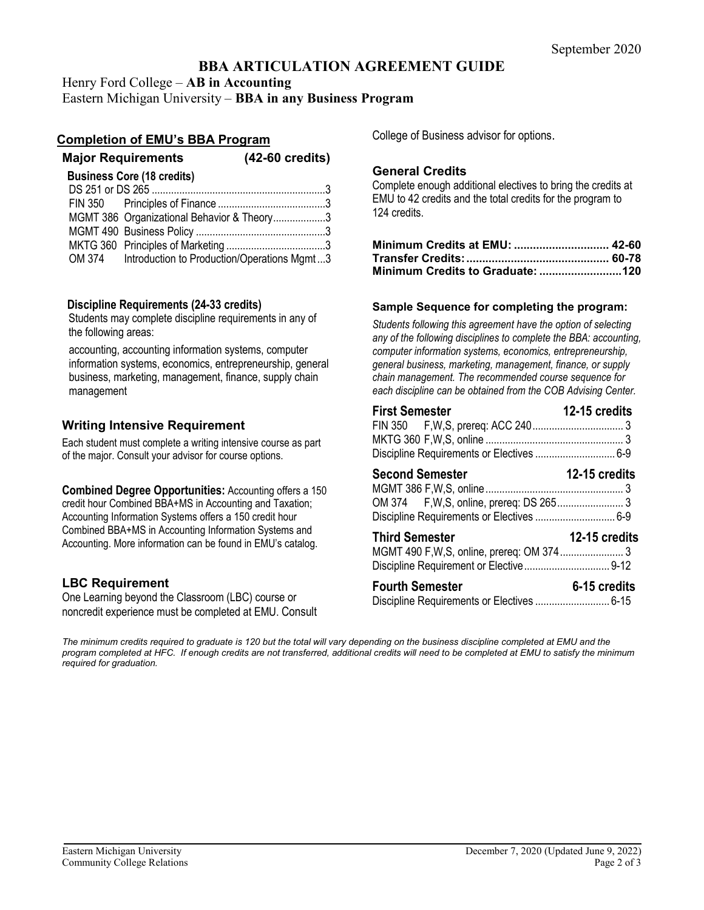September 2020

# BBA ARTICULATION AGREEMENT GUIDE

Henry Ford College – **AB in Accounting**
Eastern Michigan University – **BBA in any Business Program**

## Completion of EMU's BBA Program

### Major Requirements (42-60 credits)

**Business Core (18 credits)**

| Course | Title | Credits |
|---|---|---|
| DS 251 or DS 265 | | 3 |
| FIN 350 | Principles of Finance | 3 |
| MGMT 386 | Organizational Behavior & Theory | 3 |
| MGMT 490 | Business Policy | 3 |
| MKTG 360 | Principles of Marketing | 3 |
| OM 374 | Introduction to Production/Operations Mgmt | 3 |

**Discipline Requirements (24-33 credits)**

Students may complete discipline requirements in any of the following areas:

accounting, accounting information systems, computer information systems, economics, entrepreneurship, general business, marketing, management, finance, supply chain management

### Writing Intensive Requirement

Each student must complete a writing intensive course as part of the major. Consult your advisor for course options.

**Combined Degree Opportunities:** Accounting offers a 150 credit hour Combined BBA+MS in Accounting and Taxation; Accounting Information Systems offers a 150 credit hour Combined BBA+MS in Accounting Information Systems and Accounting. More information can be found in EMU's catalog.

### LBC Requirement

One Learning beyond the Classroom (LBC) course or noncredit experience must be completed at EMU. Consult College of Business advisor for options.

### General Credits

Complete enough additional electives to bring the credits at EMU to 42 credits and the total credits for the program to 124 credits.

| | |
|---|---|
| **Minimum Credits at EMU:** | **42-60** |
| **Transfer Credits:** | **60-78** |
| **Minimum Credits to Graduate:** | **120** |

### Sample Sequence for completing the program:

*Students following this agreement have the option of selecting any of the following disciplines to complete the BBA: accounting, computer information systems, economics, entrepreneurship, general business, marketing, management, finance, or supply chain management. The recommended course sequence for each discipline can be obtained from the COB Advising Center.*

**First Semester** — **12-15 credits**

| Course | Credits |
|---|---|
| FIN 350 F,W,S, prereq: ACC 240 | 3 |
| MKTG 360 F,W,S, online | 3 |
| Discipline Requirements or Electives | 6-9 |

**Second Semester** — **12-15 credits**

| Course | Credits |
|---|---|
| MGMT 386 F,W,S, online | 3 |
| OM 374 F,W,S, online, prereq: DS 265 | 3 |
| Discipline Requirements or Electives | 6-9 |

**Third Semester** — **12-15 credits**

| Course | Credits |
|---|---|
| MGMT 490 F,W,S, online, prereq: OM 374 | 3 |
| Discipline Requirement or Elective | 9-12 |

**Fourth Semester** — **6-15 credits**

| Course | Credits |
|---|---|
| Discipline Requirements or Electives | 6-15 |

*The minimum credits required to graduate is 120 but the total will vary depending on the business discipline completed at EMU and the program completed at HFC. If enough credits are not transferred, additional credits will need to be completed at EMU to satisfy the minimum required for graduation.*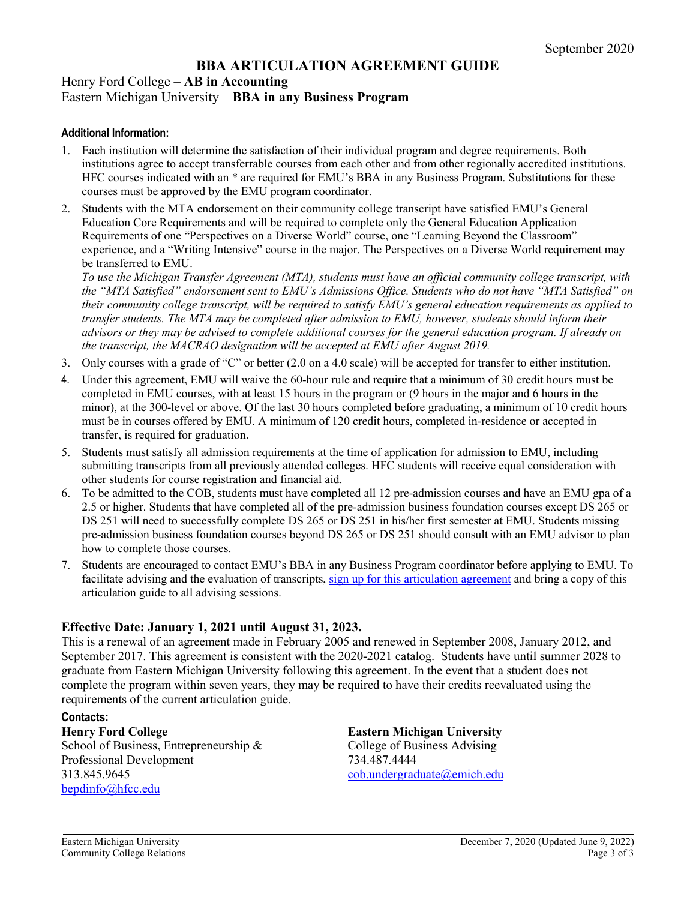September 2020

# BBA ARTICULATION AGREEMENT GUIDE

## Henry Ford College – **AB in Accounting**
## Eastern Michigan University – **BBA in any Business Program**

**Additional Information:**

1. Each institution will determine the satisfaction of their individual program and degree requirements. Both institutions agree to accept transferrable courses from each other and from other regionally accredited institutions. HFC courses indicated with an * are required for EMU's BBA in any Business Program. Substitutions for these courses must be approved by the EMU program coordinator.
2. Students with the MTA endorsement on their community college transcript have satisfied EMU's General Education Core Requirements and will be required to complete only the General Education Application Requirements of one "Perspectives on a Diverse World" course, one "Learning Beyond the Classroom" experience, and a "Writing Intensive" course in the major. The Perspectives on a Diverse World requirement may be transferred to EMU.
   *To use the Michigan Transfer Agreement (MTA), students must have an official community college transcript, with the "MTA Satisfied" endorsement sent to EMU's Admissions Office. Students who do not have "MTA Satisfied" on their community college transcript, will be required to satisfy EMU's general education requirements as applied to transfer students. The MTA may be completed after admission to EMU, however, students should inform their advisors or they may be advised to complete additional courses for the general education program. If already on the transcript, the MACRAO designation will be accepted at EMU after August 2019.*
3. Only courses with a grade of "C" or better (2.0 on a 4.0 scale) will be accepted for transfer to either institution.
4. Under this agreement, EMU will waive the 60-hour rule and require that a minimum of 30 credit hours must be completed in EMU courses, with at least 15 hours in the program or (9 hours in the major and 6 hours in the minor), at the 300-level or above. Of the last 30 hours completed before graduating, a minimum of 10 credit hours must be in courses offered by EMU. A minimum of 120 credit hours, completed in-residence or accepted in transfer, is required for graduation.
5. Students must satisfy all admission requirements at the time of application for admission to EMU, including submitting transcripts from all previously attended colleges. HFC students will receive equal consideration with other students for course registration and financial aid.
6. To be admitted to the COB, students must have completed all 12 pre-admission courses and have an EMU gpa of a 2.5 or higher. Students that have completed all of the pre-admission business foundation courses except DS 265 or DS 251 will need to successfully complete DS 265 or DS 251 in his/her first semester at EMU. Students missing pre-admission business foundation courses beyond DS 265 or DS 251 should consult with an EMU advisor to plan how to complete those courses.
7. Students are encouraged to contact EMU's BBA in any Business Program coordinator before applying to EMU. To facilitate advising and the evaluation of transcripts, sign up for this articulation agreement and bring a copy of this articulation guide to all advising sessions.

### Effective Date: January 1, 2021 until August 31, 2023.

This is a renewal of an agreement made in February 2005 and renewed in September 2008, January 2012, and September 2017. This agreement is consistent with the 2020-2021 catalog. Students have until summer 2028 to graduate from Eastern Michigan University following this agreement. In the event that a student does not complete the program within seven years, they may be required to have their credits reevaluated using the requirements of the current articulation guide.

**Contacts:**

**Henry Ford College**
School of Business, Entrepreneurship & Professional Development
313.845.9645
bepdinfo@hfcc.edu

**Eastern Michigan University**
College of Business Advising
734.487.4444
cob.undergraduate@emich.edu

Eastern Michigan University
Community College Relations

December 7, 2020 (Updated June 9, 2022)